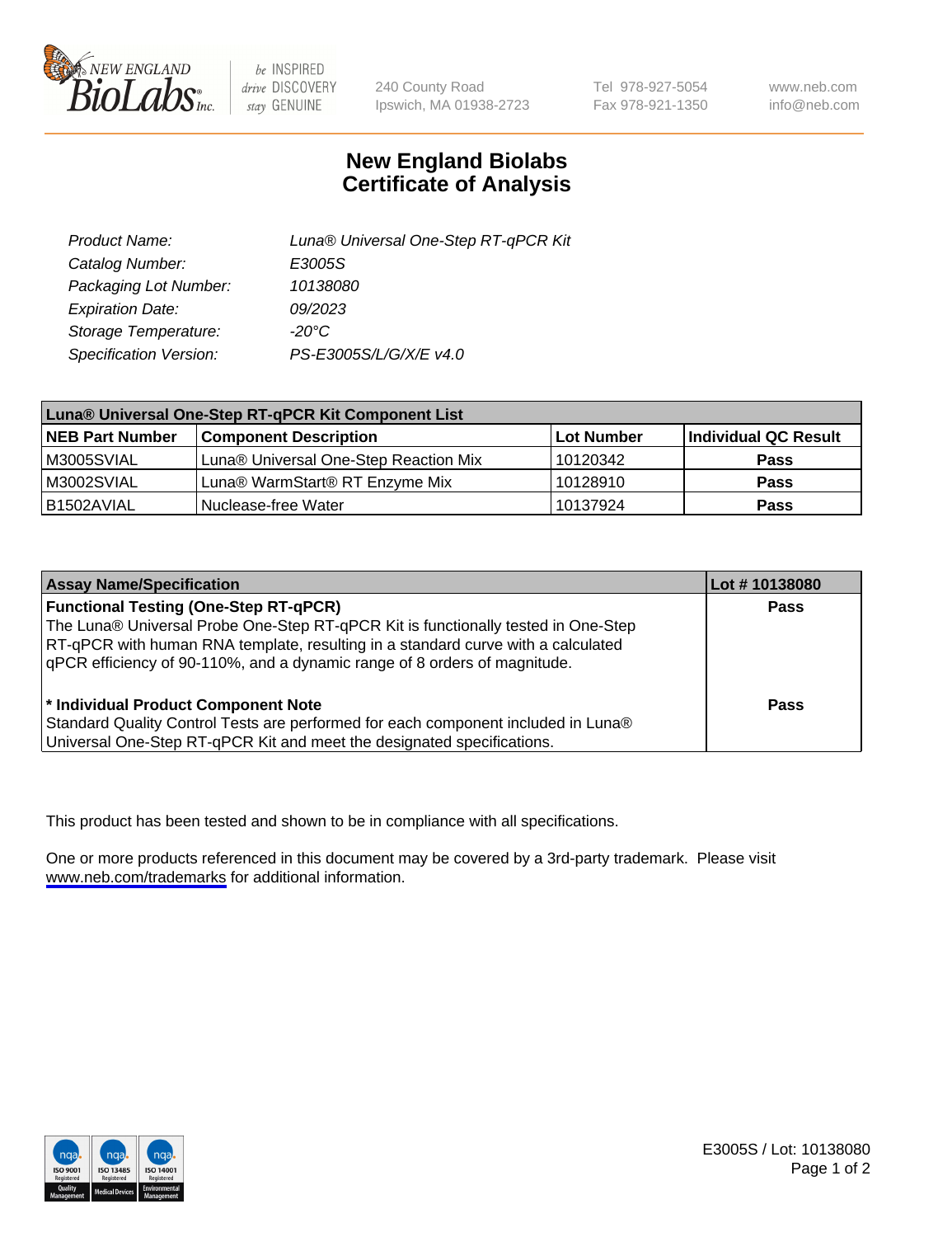240 County Road
Ipswich, MA 01938-2723

Tel 978-927-5054
Fax 978-921-1350

www.neb.com
info@neb.com

# New England Biolabs
# Certificate of Analysis

| | |
|---|---|
| *Product Name:* | *Luna® Universal One-Step RT-qPCR Kit* |
| *Catalog Number:* | *E3005S* |
| *Packaging Lot Number:* | *10138080* |
| *Expiration Date:* | *09/2023* |
| *Storage Temperature:* | *-20°C* |
| *Specification Version:* | *PS-E3005S/L/G/X/E v4.0* |

| Luna® Universal One-Step RT-qPCR Kit Component List | | | |
|---|---|---|---|
| **NEB Part Number** | **Component Description** | **Lot Number** | **Individual QC Result** |
| M3005SVIAL | Luna® Universal One-Step Reaction Mix | 10120342 | **Pass** |
| M3002SVIAL | Luna® WarmStart® RT Enzyme Mix | 10128910 | **Pass** |
| B1502AVIAL | Nuclease-free Water | 10137924 | **Pass** |

| Assay Name/Specification | Lot # 10138080 |
|---|---|
| **Functional Testing (One-Step RT-qPCR)**<br>The Luna® Universal Probe One-Step RT-qPCR Kit is functionally tested in One-Step RT-qPCR with human RNA template, resulting in a standard curve with a calculated qPCR efficiency of 90-110%, and a dynamic range of 8 orders of magnitude. | **Pass** |
| **\* Individual Product Component Note**<br>Standard Quality Control Tests are performed for each component included in Luna® Universal One-Step RT-qPCR Kit and meet the designated specifications. | **Pass** |

This product has been tested and shown to be in compliance with all specifications.

One or more products referenced in this document may be covered by a 3rd-party trademark. Please visit www.neb.com/trademarks for additional information.

E3005S / Lot: 10138080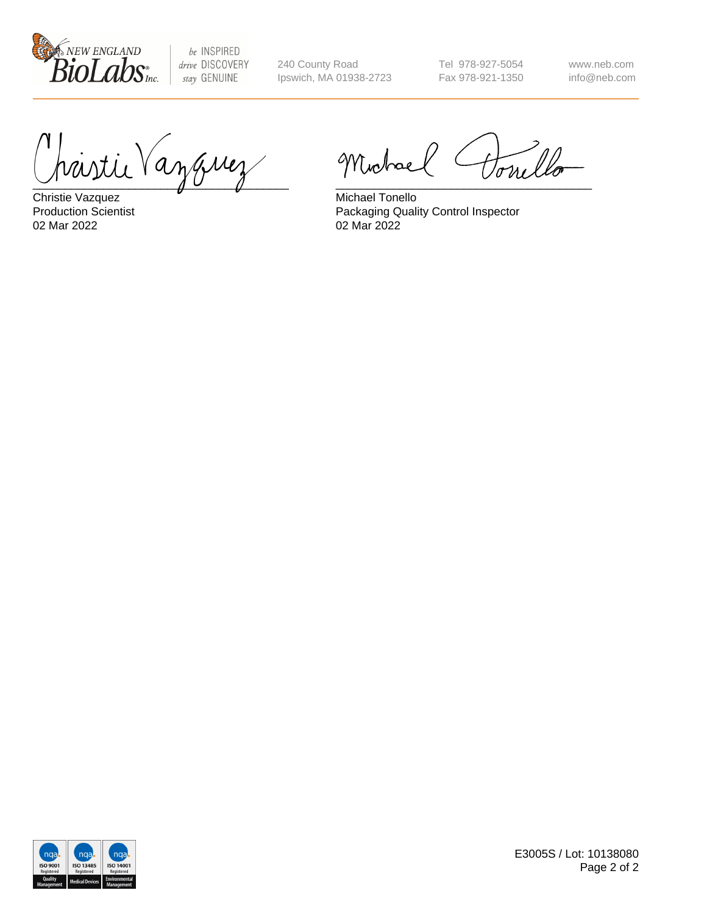Christie Vazquez
Production Scientist
02 Mar 2022

Michael Tonello
Packaging Quality Control Inspector
02 Mar 2022

E3005S / Lot: 10138080